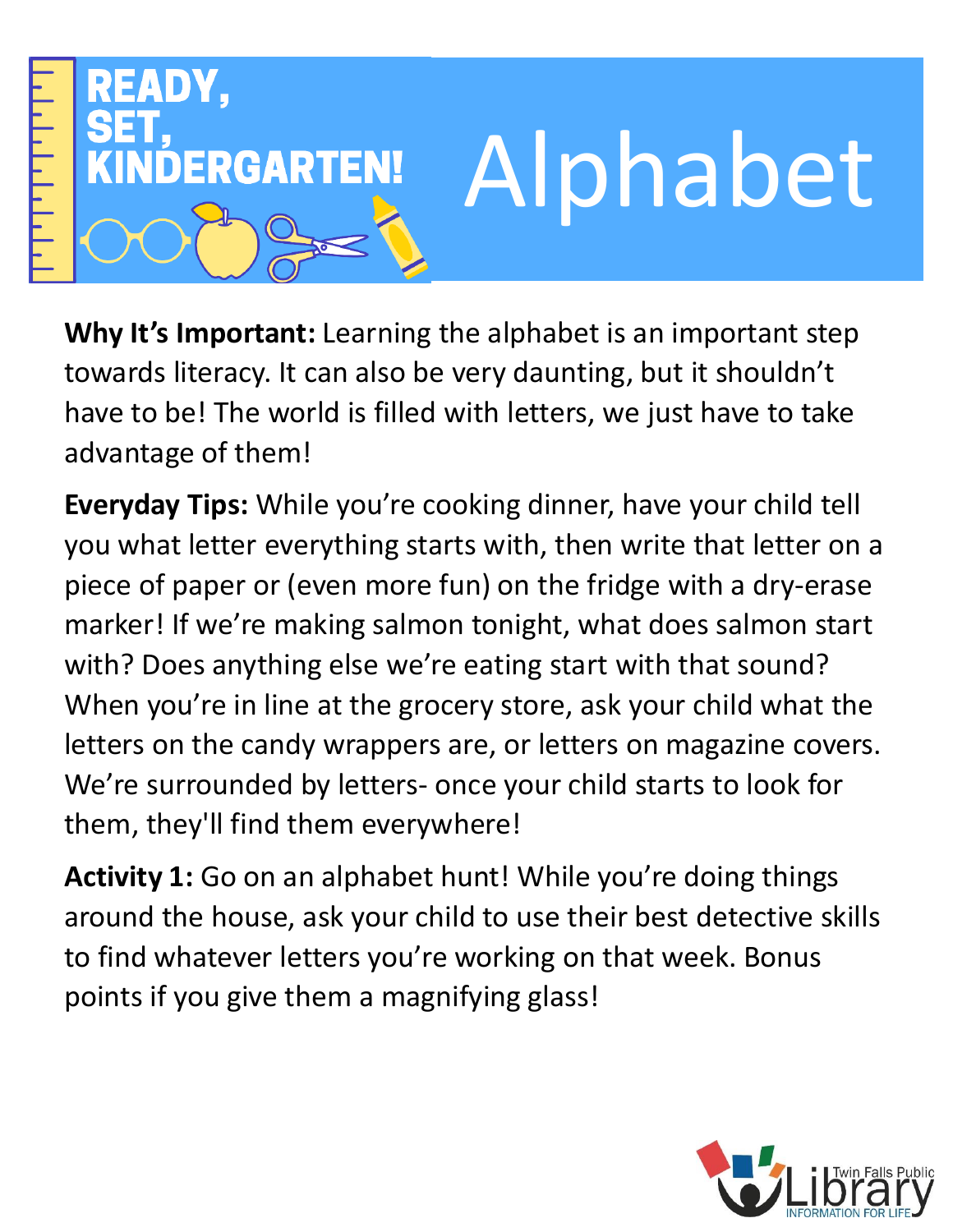# READY, SET, KINDERGARTEN! Alphabet

**Why It's Important:** Learning the alphabet is an important step towards literacy. It can also be very daunting, but it shouldn't have to be! The world is filled with letters, we just have to take advantage of them!

**Everyday Tips:** While you're cooking dinner, have your child tell you what letter everything starts with, then write that letter on a piece of paper or (even more fun) on the fridge with a dry-erase marker! If we're making salmon tonight, what does salmon start with? Does anything else we're eating start with that sound? When you're in line at the grocery store, ask your child what the letters on the candy wrappers are, or letters on magazine covers. We're surrounded by letters- once your child starts to look for them, they'll find them everywhere!

**Activity 1:** Go on an alphabet hunt! While you're doing things around the house, ask your child to use their best detective skills to find whatever letters you're working on that week. Bonus points if you give them a magnifying glass!

Twin Falls Public Library
INFORMATION FOR LIFE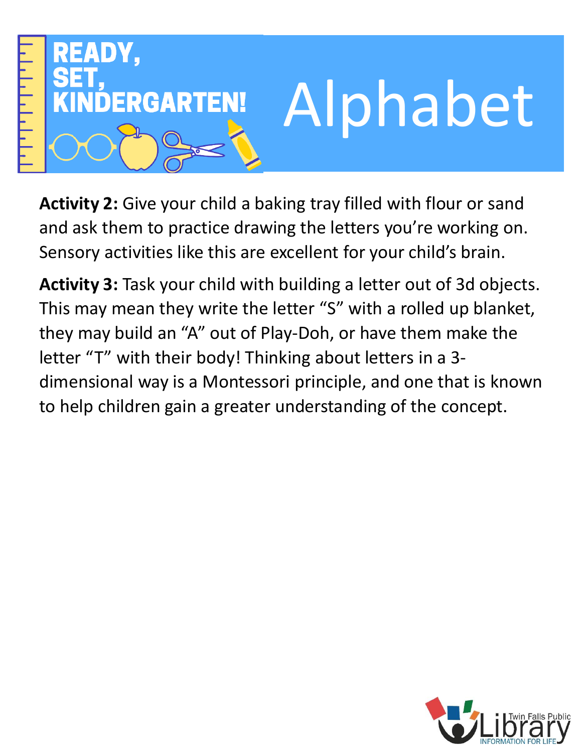# READY, SET, KINDERGARTEN! Alphabet

**Activity 2:** Give your child a baking tray filled with flour or sand and ask them to practice drawing the letters you're working on. Sensory activities like this are excellent for your child's brain.

**Activity 3:** Task your child with building a letter out of 3d objects. This may mean they write the letter "S" with a rolled up blanket, they may build an "A" out of Play-Doh, or have them make the letter "T" with their body! Thinking about letters in a 3-dimensional way is a Montessori principle, and one that is known to help children gain a greater understanding of the concept.

Twin Falls Public Library
INFORMATION FOR LIFE